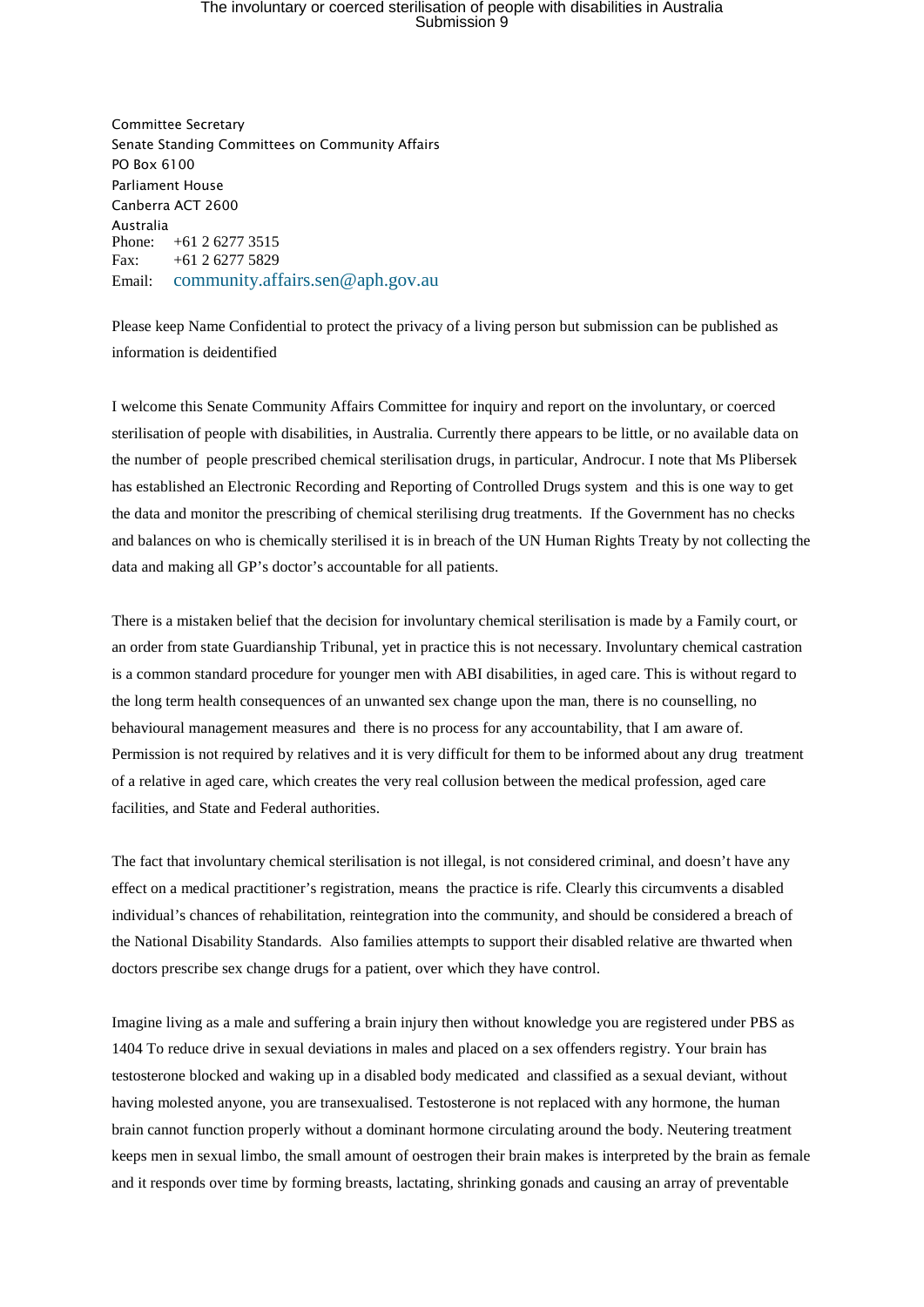Committee Secretary
Senate Standing Committees on Community Affairs
PO Box 6100
Parliament House
Canberra ACT 2600
Australia
Phone: +61 2 6277 3515
Fax: +61 2 6277 5829
Email: community.affairs.sen@aph.gov.au

Please keep Name Confidential to protect the privacy of a living person but submission can be published as information is deidentified

I welcome this Senate Community Affairs Committee for inquiry and report on the involuntary, or coerced sterilisation of people with disabilities, in Australia. Currently there appears to be little, or no available data on the number of people prescribed chemical sterilisation drugs, in particular, Androcur. I note that Ms Plibersek has established an Electronic Recording and Reporting of Controlled Drugs system and this is one way to get the data and monitor the prescribing of chemical sterilising drug treatments. If the Government has no checks and balances on who is chemically sterilised it is in breach of the UN Human Rights Treaty by not collecting the data and making all GP's doctor's accountable for all patients.

There is a mistaken belief that the decision for involuntary chemical sterilisation is made by a Family court, or an order from state Guardianship Tribunal, yet in practice this is not necessary. Involuntary chemical castration is a common standard procedure for younger men with ABI disabilities, in aged care. This is without regard to the long term health consequences of an unwanted sex change upon the man, there is no counselling, no behavioural management measures and there is no process for any accountability, that I am aware of. Permission is not required by relatives and it is very difficult for them to be informed about any drug treatment of a relative in aged care, which creates the very real collusion between the medical profession, aged care facilities, and State and Federal authorities.

The fact that involuntary chemical sterilisation is not illegal, is not considered criminal, and doesn't have any effect on a medical practitioner's registration, means the practice is rife. Clearly this circumvents a disabled individual's chances of rehabilitation, reintegration into the community, and should be considered a breach of the National Disability Standards. Also families attempts to support their disabled relative are thwarted when doctors prescribe sex change drugs for a patient, over which they have control.

Imagine living as a male and suffering a brain injury then without knowledge you are registered under PBS as 1404 To reduce drive in sexual deviations in males and placed on a sex offenders registry. Your brain has testosterone blocked and waking up in a disabled body medicated and classified as a sexual deviant, without having molested anyone, you are transexualised. Testosterone is not replaced with any hormone, the human brain cannot function properly without a dominant hormone circulating around the body. Neutering treatment keeps men in sexual limbo, the small amount of oestrogen their brain makes is interpreted by the brain as female and it responds over time by forming breasts, lactating, shrinking gonads and causing an array of preventable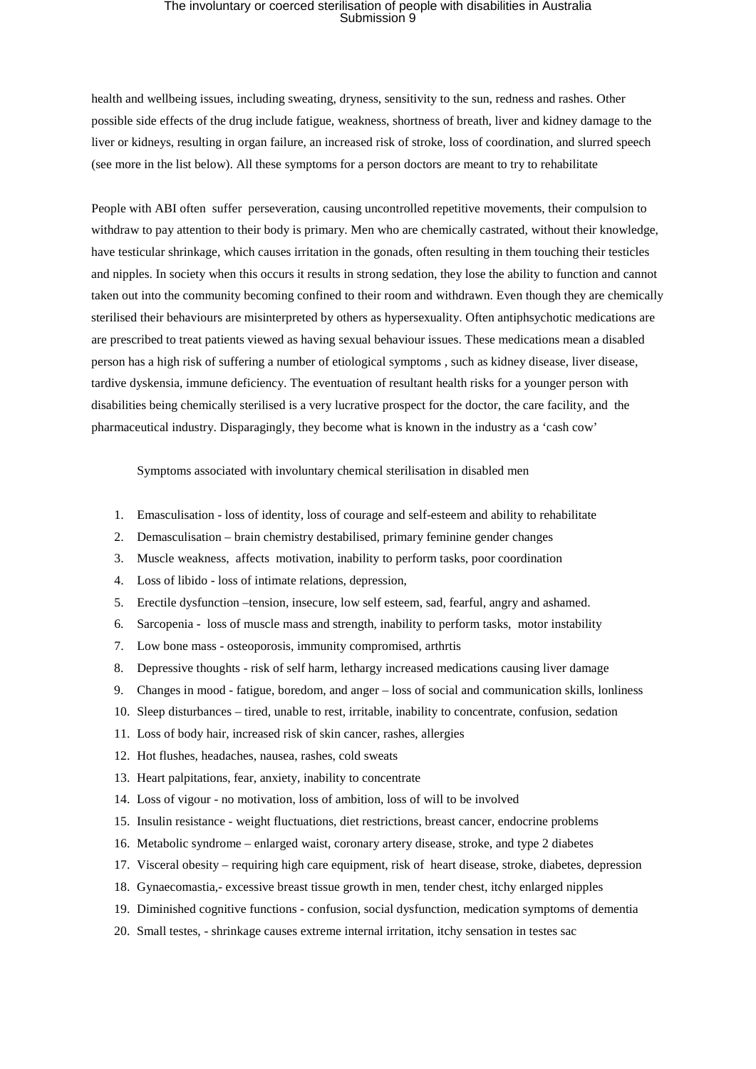health and wellbeing issues, including sweating, dryness, sensitivity to the sun, redness and rashes. Other possible side effects of the drug include fatigue, weakness, shortness of breath, liver and kidney damage to the liver or kidneys, resulting in organ failure, an increased risk of stroke, loss of coordination, and slurred speech (see more in the list below). All these symptoms for a person doctors are meant to try to rehabilitate

People with ABI often suffer perseveration, causing uncontrolled repetitive movements, their compulsion to withdraw to pay attention to their body is primary. Men who are chemically castrated, without their knowledge, have testicular shrinkage, which causes irritation in the gonads, often resulting in them touching their testicles and nipples. In society when this occurs it results in strong sedation, they lose the ability to function and cannot taken out into the community becoming confined to their room and withdrawn. Even though they are chemically sterilised their behaviours are misinterpreted by others as hypersexuality. Often antiphsychotic medications are are prescribed to treat patients viewed as having sexual behaviour issues. These medications mean a disabled person has a high risk of suffering a number of etiological symptoms , such as kidney disease, liver disease, tardive dyskensia, immune deficiency. The eventuation of resultant health risks for a younger person with disabilities being chemically sterilised is a very lucrative prospect for the doctor, the care facility, and the pharmaceutical industry. Disparagingly, they become what is known in the industry as a 'cash cow'

Symptoms associated with involuntary chemical sterilisation in disabled men

1. Emasculisation - loss of identity, loss of courage and self-esteem and ability to rehabilitate
2. Demasculisation – brain chemistry destabilised, primary feminine gender changes
3. Muscle weakness, affects motivation, inability to perform tasks, poor coordination
4. Loss of libido - loss of intimate relations, depression,
5. Erectile dysfunction –tension, insecure, low self esteem, sad, fearful, angry and ashamed.
6. Sarcopenia - loss of muscle mass and strength, inability to perform tasks, motor instability
7. Low bone mass - osteoporosis, immunity compromised, arthrtis
8. Depressive thoughts - risk of self harm, lethargy increased medications causing liver damage
9. Changes in mood - fatigue, boredom, and anger – loss of social and communication skills, lonliness
10. Sleep disturbances – tired, unable to rest, irritable, inability to concentrate, confusion, sedation
11. Loss of body hair, increased risk of skin cancer, rashes, allergies
12. Hot flushes, headaches, nausea, rashes, cold sweats
13. Heart palpitations, fear, anxiety, inability to concentrate
14. Loss of vigour - no motivation, loss of ambition, loss of will to be involved
15. Insulin resistance - weight fluctuations, diet restrictions, breast cancer, endocrine problems
16. Metabolic syndrome – enlarged waist, coronary artery disease, stroke, and type 2 diabetes
17. Visceral obesity – requiring high care equipment, risk of heart disease, stroke, diabetes, depression
18. Gynaecomastia,- excessive breast tissue growth in men, tender chest, itchy enlarged nipples
19. Diminished cognitive functions - confusion, social dysfunction, medication symptoms of dementia
20. Small testes, - shrinkage causes extreme internal irritation, itchy sensation in testes sac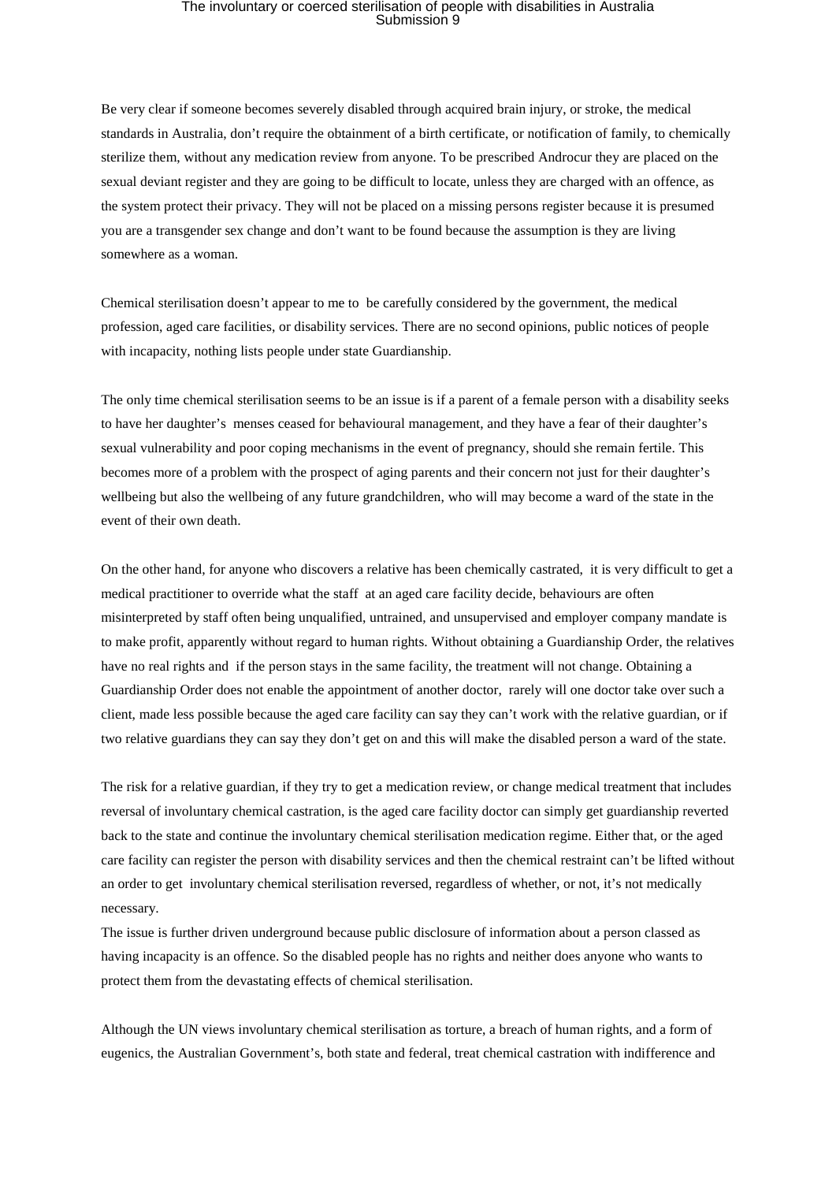Be very clear if someone becomes severely disabled through acquired brain injury, or stroke, the medical standards in Australia, don't require the obtainment of a birth certificate, or notification of family, to chemically sterilize them, without any medication review from anyone. To be prescribed Androcur they are placed on the sexual deviant register and they are going to be difficult to locate, unless they are charged with an offence, as the system protect their privacy. They will not be placed on a missing persons register because it is presumed you are a transgender sex change and don't want to be found because the assumption is they are living somewhere as a woman.

Chemical sterilisation doesn't appear to me to be carefully considered by the government, the medical profession, aged care facilities, or disability services. There are no second opinions, public notices of people with incapacity, nothing lists people under state Guardianship.

The only time chemical sterilisation seems to be an issue is if a parent of a female person with a disability seeks to have her daughter's menses ceased for behavioural management, and they have a fear of their daughter's sexual vulnerability and poor coping mechanisms in the event of pregnancy, should she remain fertile. This becomes more of a problem with the prospect of aging parents and their concern not just for their daughter's wellbeing but also the wellbeing of any future grandchildren, who will may become a ward of the state in the event of their own death.

On the other hand, for anyone who discovers a relative has been chemically castrated, it is very difficult to get a medical practitioner to override what the staff at an aged care facility decide, behaviours are often misinterpreted by staff often being unqualified, untrained, and unsupervised and employer company mandate is to make profit, apparently without regard to human rights. Without obtaining a Guardianship Order, the relatives have no real rights and if the person stays in the same facility, the treatment will not change. Obtaining a Guardianship Order does not enable the appointment of another doctor, rarely will one doctor take over such a client, made less possible because the aged care facility can say they can't work with the relative guardian, or if two relative guardians they can say they don't get on and this will make the disabled person a ward of the state.

The risk for a relative guardian, if they try to get a medication review, or change medical treatment that includes reversal of involuntary chemical castration, is the aged care facility doctor can simply get guardianship reverted back to the state and continue the involuntary chemical sterilisation medication regime. Either that, or the aged care facility can register the person with disability services and then the chemical restraint can't be lifted without an order to get involuntary chemical sterilisation reversed, regardless of whether, or not, it's not medically necessary.
The issue is further driven underground because public disclosure of information about a person classed as having incapacity is an offence. So the disabled people has no rights and neither does anyone who wants to protect them from the devastating effects of chemical sterilisation.

Although the UN views involuntary chemical sterilisation as torture, a breach of human rights, and a form of eugenics, the Australian Government's, both state and federal, treat chemical castration with indifference and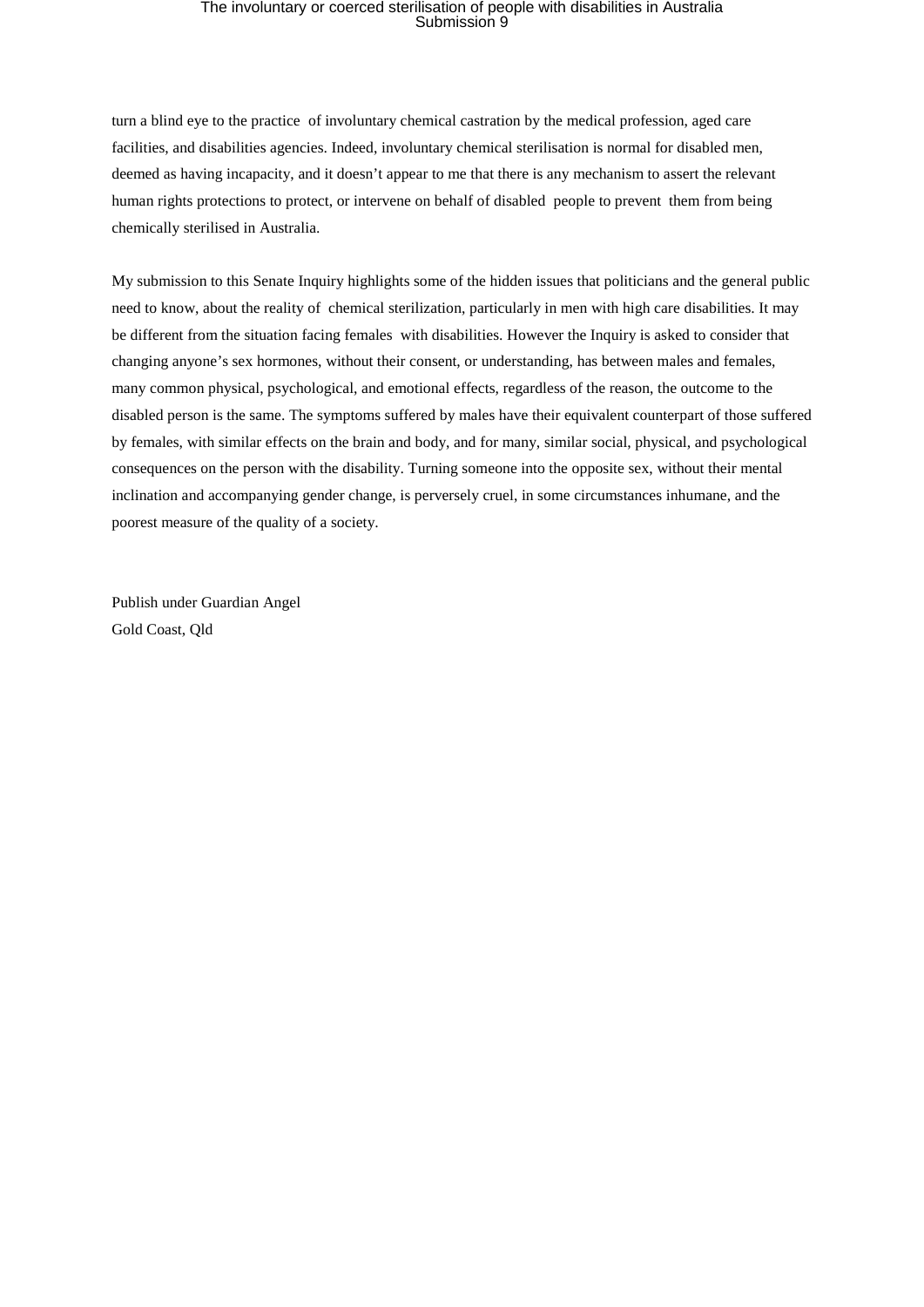turn a blind eye to the practice of involuntary chemical castration by the medical profession, aged care facilities, and disabilities agencies. Indeed, involuntary chemical sterilisation is normal for disabled men, deemed as having incapacity, and it doesn't appear to me that there is any mechanism to assert the relevant human rights protections to protect, or intervene on behalf of disabled people to prevent them from being chemically sterilised in Australia.

My submission to this Senate Inquiry highlights some of the hidden issues that politicians and the general public need to know, about the reality of chemical sterilization, particularly in men with high care disabilities. It may be different from the situation facing females with disabilities. However the Inquiry is asked to consider that changing anyone's sex hormones, without their consent, or understanding, has between males and females, many common physical, psychological, and emotional effects, regardless of the reason, the outcome to the disabled person is the same. The symptoms suffered by males have their equivalent counterpart of those suffered by females, with similar effects on the brain and body, and for many, similar social, physical, and psychological consequences on the person with the disability. Turning someone into the opposite sex, without their mental inclination and accompanying gender change, is perversely cruel, in some circumstances inhumane, and the poorest measure of the quality of a society.

Publish under Guardian Angel
Gold Coast, Qld